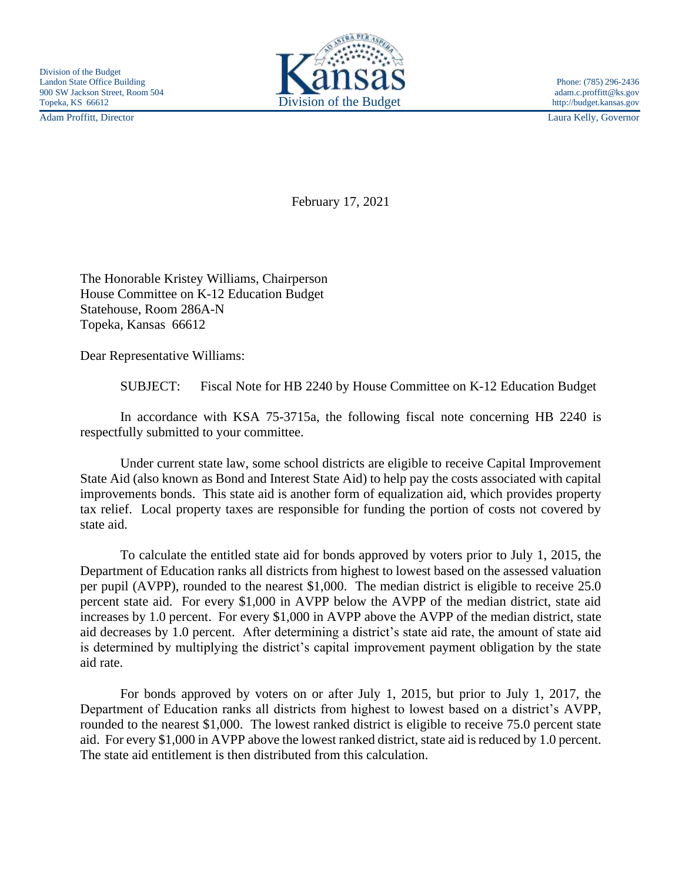Division of the Budget
Landon State Office Building
900 SW Jackson Street, Room 504
Topeka, KS 66612

Adam Proffitt, Director

Kansas
Division of the Budget

Phone: (785) 296-2436
adam.c.proffitt@ks.gov
http://budget.kansas.gov

Laura Kelly, Governor

February 17, 2021

The Honorable Kristey Williams, Chairperson
House Committee on K-12 Education Budget
Statehouse, Room 286A-N
Topeka, Kansas 66612

Dear Representative Williams:

SUBJECT: Fiscal Note for HB 2240 by House Committee on K-12 Education Budget

In accordance with KSA 75-3715a, the following fiscal note concerning HB 2240 is respectfully submitted to your committee.

Under current state law, some school districts are eligible to receive Capital Improvement State Aid (also known as Bond and Interest State Aid) to help pay the costs associated with capital improvements bonds. This state aid is another form of equalization aid, which provides property tax relief. Local property taxes are responsible for funding the portion of costs not covered by state aid.

To calculate the entitled state aid for bonds approved by voters prior to July 1, 2015, the Department of Education ranks all districts from highest to lowest based on the assessed valuation per pupil (AVPP), rounded to the nearest $1,000. The median district is eligible to receive 25.0 percent state aid. For every $1,000 in AVPP below the AVPP of the median district, state aid increases by 1.0 percent. For every $1,000 in AVPP above the AVPP of the median district, state aid decreases by 1.0 percent. After determining a district's state aid rate, the amount of state aid is determined by multiplying the district's capital improvement payment obligation by the state aid rate.

For bonds approved by voters on or after July 1, 2015, but prior to July 1, 2017, the Department of Education ranks all districts from highest to lowest based on a district's AVPP, rounded to the nearest $1,000. The lowest ranked district is eligible to receive 75.0 percent state aid. For every $1,000 in AVPP above the lowest ranked district, state aid is reduced by 1.0 percent. The state aid entitlement is then distributed from this calculation.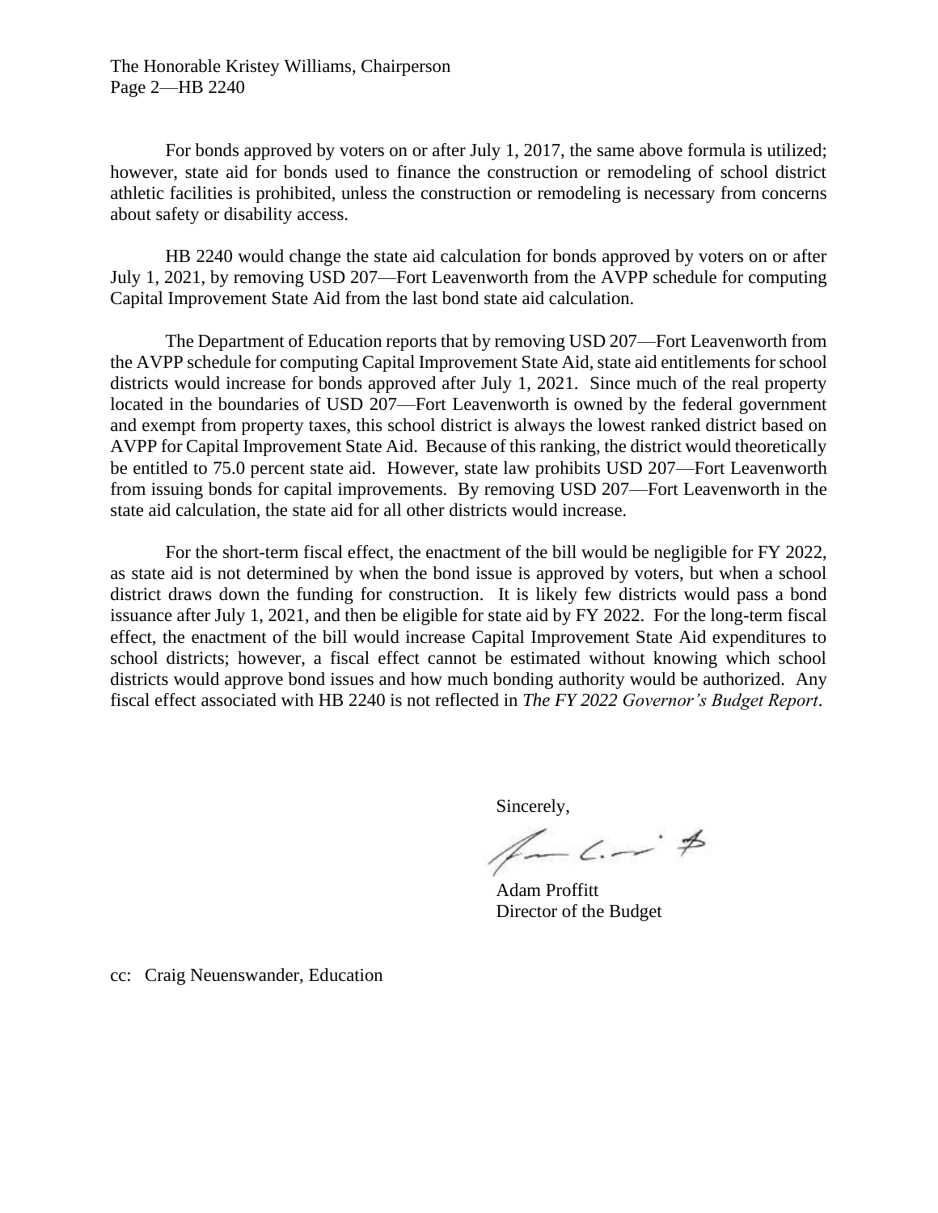For bonds approved by voters on or after July 1, 2017, the same above formula is utilized; however, state aid for bonds used to finance the construction or remodeling of school district athletic facilities is prohibited, unless the construction or remodeling is necessary from concerns about safety or disability access.

HB 2240 would change the state aid calculation for bonds approved by voters on or after July 1, 2021, by removing USD 207—Fort Leavenworth from the AVPP schedule for computing Capital Improvement State Aid from the last bond state aid calculation.

The Department of Education reports that by removing USD 207—Fort Leavenworth from the AVPP schedule for computing Capital Improvement State Aid, state aid entitlements for school districts would increase for bonds approved after July 1, 2021. Since much of the real property located in the boundaries of USD 207—Fort Leavenworth is owned by the federal government and exempt from property taxes, this school district is always the lowest ranked district based on AVPP for Capital Improvement State Aid. Because of this ranking, the district would theoretically be entitled to 75.0 percent state aid. However, state law prohibits USD 207—Fort Leavenworth from issuing bonds for capital improvements. By removing USD 207—Fort Leavenworth in the state aid calculation, the state aid for all other districts would increase.

For the short-term fiscal effect, the enactment of the bill would be negligible for FY 2022, as state aid is not determined by when the bond issue is approved by voters, but when a school district draws down the funding for construction. It is likely few districts would pass a bond issuance after July 1, 2021, and then be eligible for state aid by FY 2022. For the long-term fiscal effect, the enactment of the bill would increase Capital Improvement State Aid expenditures to school districts; however, a fiscal effect cannot be estimated without knowing which school districts would approve bond issues and how much bonding authority would be authorized. Any fiscal effect associated with HB 2240 is not reflected in *The FY 2022 Governor's Budget Report*.

Sincerely,

Adam Proffitt
Director of the Budget

cc: Craig Neuenswander, Education